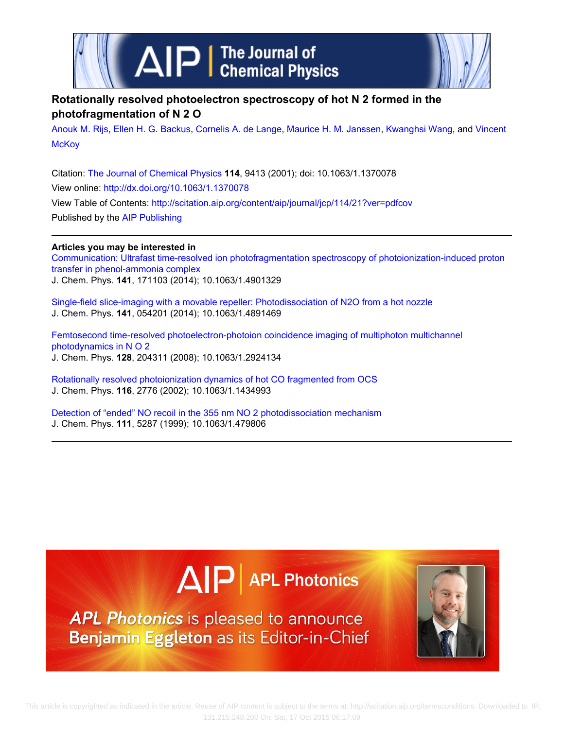# Rotationally resolved photoelectron spectroscopy of hot $N_2$ formed in the photofragmentation of $N_2O$

Anouk M. Rijs, Ellen H. G. Backus, Cornelis A. de Lange, Maurice H. M. Janssen, Kwanghsi Wang, and Vincent McKoy

Citation: The Journal of Chemical Physics **114**, 9413 (2001); doi: 10.1063/1.1370078

View online: http://dx.doi.org/10.1063/1.1370078

View Table of Contents: http://scitation.aip.org/content/aip/journal/jcp/114/21?ver=pdfcov

Published by the AIP Publishing

**Articles you may be interested in**

Communication: Ultrafast time-resolved ion photofragmentation spectroscopy of photoionization-induced proton transfer in phenol-ammonia complex
J. Chem. Phys. **141**, 171103 (2014); 10.1063/1.4901329

Single-field slice-imaging with a movable repeller: Photodissociation of N2O from a hot nozzle
J. Chem. Phys. **141**, 054201 (2014); 10.1063/1.4891469

Femtosecond time-resolved photoelectron-photoion coincidence imaging of multiphoton multichannel photodynamics in N O 2
J. Chem. Phys. **128**, 204311 (2008); 10.1063/1.2924134

Rotationally resolved photoionization dynamics of hot CO fragmented from OCS
J. Chem. Phys. **116**, 2776 (2002); 10.1063/1.1434993

Detection of "ended" NO recoil in the 355 nm NO 2 photodissociation mechanism
J. Chem. Phys. **111**, 5287 (1999); 10.1063/1.479806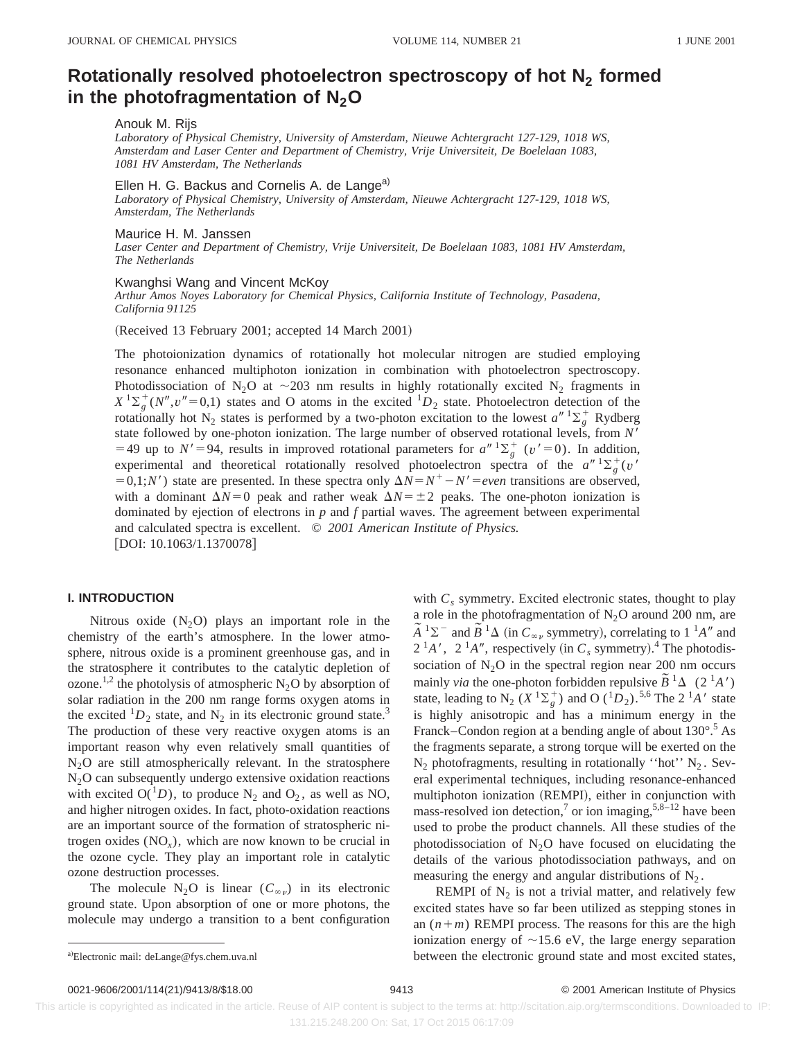# Rotationally resolved photoelectron spectroscopy of hot $N_2$ formed in the photofragmentation of $N_2O$

Anouk M. Rijs

*Laboratory of Physical Chemistry, University of Amsterdam, Nieuwe Achtergracht 127-129, 1018 WS, Amsterdam and Laser Center and Department of Chemistry, Vrije Universiteit, De Boelelaan 1083, 1081 HV Amsterdam, The Netherlands*

Ellen H. G. Backus and Cornelis A. de Lange[a]

*Laboratory of Physical Chemistry, University of Amsterdam, Nieuwe Achtergracht 127-129, 1018 WS, Amsterdam, The Netherlands*

Maurice H. M. Janssen

*Laser Center and Department of Chemistry, Vrije Universiteit, De Boelelaan 1083, 1081 HV Amsterdam, The Netherlands*

Kwanghsi Wang and Vincent McKoy

*Arthur Amos Noyes Laboratory for Chemical Physics, California Institute of Technology, Pasadena, California 91125*

(Received 13 February 2001; accepted 14 March 2001)

The photoionization dynamics of rotationally hot molecular nitrogen are studied employing resonance enhanced multiphoton ionization in combination with photoelectron spectroscopy. Photodissociation of $N_2O$ at ~203 nm results in highly rotationally excited $N_2$ fragments in $X\,^1\Sigma_g^+(N'',v''=0,1)$ states and O atoms in the excited $^1D_2$ state. Photoelectron detection of the rotationally hot $N_2$ states is performed by a two-photon excitation to the lowest $a''\,^1\Sigma_g^+$ Rydberg state followed by one-photon ionization. The large number of observed rotational levels, from $N'=49$ up to $N'=94$, results in improved rotational parameters for $a''\,^1\Sigma_g^+$ $(v'=0)$. In addition, experimental and theoretical rotationally resolved photoelectron spectra of the $a''\,^1\Sigma_g^+(v'=0,1;N')$ state are presented. In these spectra only $\Delta N=N^+-N'=even$ transitions are observed, with a dominant $\Delta N=0$ peak and rather weak $\Delta N=\pm 2$ peaks. The one-photon ionization is dominated by ejection of electrons in *p* and *f* partial waves. The agreement between experimental and calculated spectra is excellent. © *2001 American Institute of Physics.* [DOI: 10.1063/1.1370078]

## I. INTRODUCTION

Nitrous oxide ($N_2O$) plays an important role in the chemistry of the earth's atmosphere. In the lower atmosphere, nitrous oxide is a prominent greenhouse gas, and in the stratosphere it contributes to the catalytic depletion of ozone.[1,2] the photolysis of atmospheric $N_2O$ by absorption of solar radiation in the 200 nm range forms oxygen atoms in the excited $^1D_2$ state, and $N_2$ in its electronic ground state.[3] The production of these very reactive oxygen atoms is an important reason why even relatively small quantities of $N_2O$ are still atmospherically relevant. In the stratosphere $N_2O$ can subsequently undergo extensive oxidation reactions with excited $O(^1D)$, to produce $N_2$ and $O_2$, as well as NO, and higher nitrogen oxides. In fact, photo-oxidation reactions are an important source of the formation of stratospheric nitrogen oxides ($NO_x$), which are now known to be crucial in the ozone cycle. They play an important role in catalytic ozone destruction processes.

The molecule $N_2O$ is linear ($C_{\infty v}$) in its electronic ground state. Upon absorption of one or more photons, the molecule may undergo a transition to a bent configuration with $C_s$ symmetry. Excited electronic states, thought to play a role in the photofragmentation of $N_2O$ around 200 nm, are $\tilde{A}\,^1\Sigma^-$ and $\tilde{B}\,^1\Delta$ (in $C_{\infty v}$ symmetry), correlating to $1\,^1A''$ and $2\,^1A'$, $2\,^1A''$, respectively (in $C_s$ symmetry).[4] The photodissociation of $N_2O$ in the spectral region near 200 nm occurs mainly *via* the one-photon forbidden repulsive $\tilde{B}\,^1\Delta$ $(2\,^1A')$ state, leading to $N_2$ $(X\,^1\Sigma_g^+)$ and O $(^1D_2)$.[5,6] The $2\,^1A'$ state is highly anisotropic and has a minimum energy in the Franck–Condon region at a bending angle of about 130°.[5] As the fragments separate, a strong torque will be exerted on the $N_2$ photofragments, resulting in rotationally "hot" $N_2$. Several experimental techniques, including resonance-enhanced multiphoton ionization (REMPI), either in conjunction with mass-resolved ion detection,[7] or ion imaging,[5,8–12] have been used to probe the product channels. All these studies of the photodissociation of $N_2O$ have focused on elucidating the details of the various photodissociation pathways, and on measuring the energy and angular distributions of $N_2$.

REMPI of $N_2$ is not a trivial matter, and relatively few excited states have so far been utilized as stepping stones in an $(n+m)$ REMPI process. The reasons for this are the high ionization energy of ~15.6 eV, the large energy separation between the electronic ground state and most excited states,

[a]Electronic mail: deLange@fys.chem.uva.nl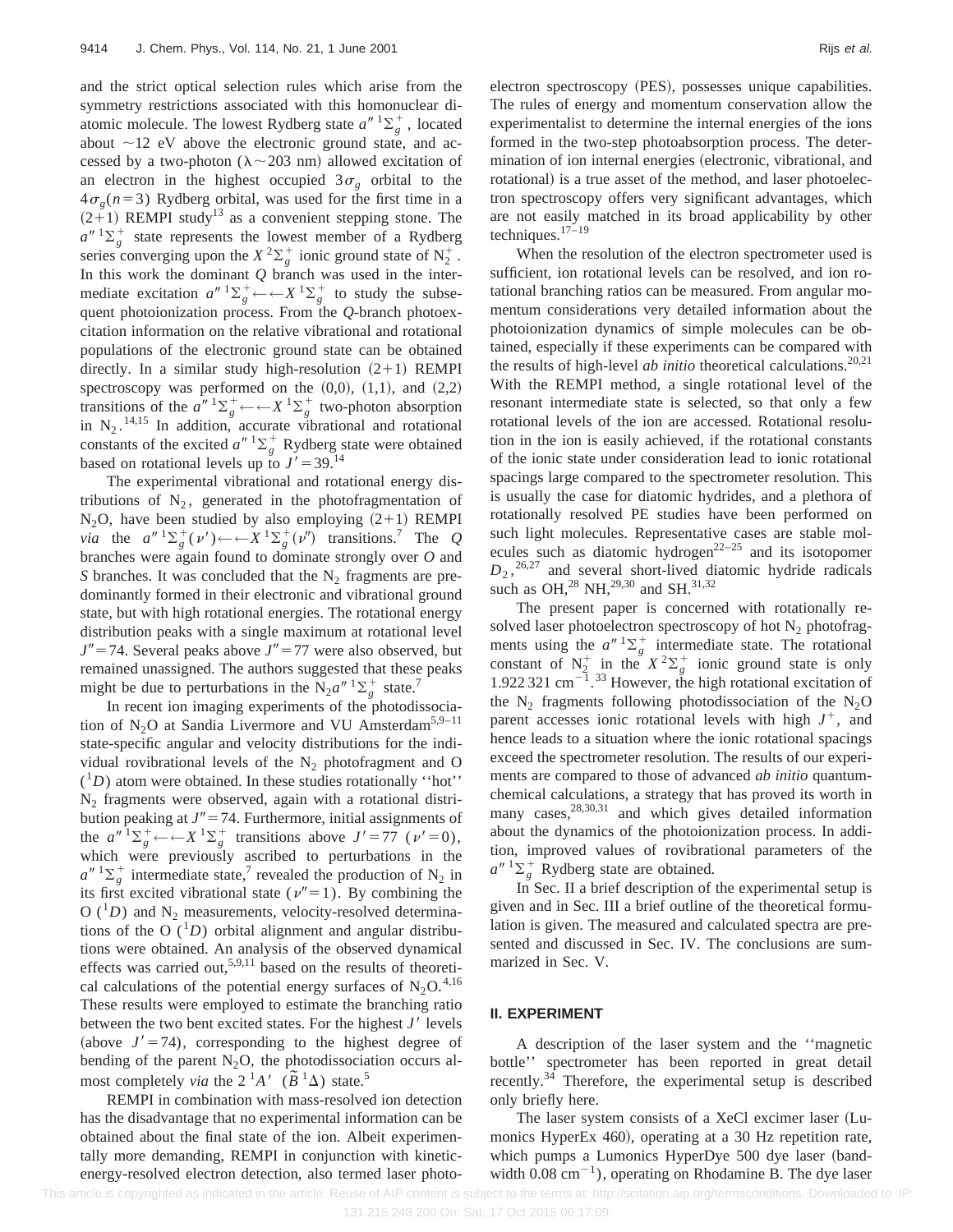and the strict optical selection rules which arise from the symmetry restrictions associated with this homonuclear diatomic molecule. The lowest Rydberg state $a''\,^1\Sigma_g^+$, located about ~12 eV above the electronic ground state, and accessed by a two-photon ($\lambda \sim 203$ nm) allowed excitation of an electron in the highest occupied $3\sigma_g$ orbital to the $4\sigma_g(n=3)$ Rydberg orbital, was used for the first time in a (2+1) REMPI study[13] as a convenient stepping stone. The $a''\,^1\Sigma_g^+$ state represents the lowest member of a Rydberg series converging upon the $X\,^2\Sigma_g^+$ ionic ground state of $N_2^+$. In this work the dominant *Q* branch was used in the intermediate excitation $a''\,^1\Sigma_g^+ \leftarrow\leftarrow X\,^1\Sigma_g^+$ to study the subsequent photoionization process. From the *Q*-branch photoexcitation information on the relative vibrational and rotational populations of the electronic ground state can be obtained directly. In a similar study high-resolution (2+1) REMPI spectroscopy was performed on the (0,0), (1,1), and (2,2) transitions of the $a''\,^1\Sigma_g^+ \leftarrow\leftarrow X\,^1\Sigma_g^+$ two-photon absorption in $N_2$.[14,15] In addition, accurate vibrational and rotational constants of the excited $a''\,^1\Sigma_g^+$ Rydberg state were obtained based on rotational levels up to $J'=39$.[14]

The experimental vibrational and rotational energy distributions of $N_2$, generated in the photofragmentation of $N_2O$, have been studied by also employing (2+1) REMPI *via* the $a''\,^1\Sigma_g^+(\nu') \leftarrow\leftarrow X\,^1\Sigma_g^+(\nu'')$ transitions.[7] The *Q* branches were again found to dominate strongly over *O* and *S* branches. It was concluded that the $N_2$ fragments are predominantly formed in their electronic and vibrational ground state, but with high rotational energies. The rotational energy distribution peaks with a single maximum at rotational level $J''=74$. Several peaks above $J''=77$ were also observed, but remained unassigned. The authors suggested that these peaks might be due to perturbations in the $N_2 a''\,^1\Sigma_g^+$ state.[7]

In recent ion imaging experiments of the photodissociation of $N_2O$ at Sandia Livermore and VU Amsterdam[5,9–11] state-specific angular and velocity distributions for the individual rovibrational levels of the $N_2$ photofragment and O ($^1D$) atom were obtained. In these studies rotationally "hot" $N_2$ fragments were observed, again with a rotational distribution peaking at $J''=74$. Furthermore, initial assignments of the $a''\,^1\Sigma_g^+ \leftarrow\leftarrow X\,^1\Sigma_g^+$ transitions above $J'=77$ ($\nu'=0$), which were previously ascribed to perturbations in the $a''\,^1\Sigma_g^+$ intermediate state,[7] revealed the production of $N_2$ in its first excited vibrational state ($\nu''=1$). By combining the O ($^1D$) and $N_2$ measurements, velocity-resolved determinations of the O ($^1D$) orbital alignment and angular distributions were obtained. An analysis of the observed dynamical effects was carried out,[5,9,11] based on the results of theoretical calculations of the potential energy surfaces of $N_2O$.[4,16] These results were employed to estimate the branching ratio between the two bent excited states. For the highest $J'$ levels (above $J'=74$), corresponding to the highest degree of bending of the parent $N_2O$, the photodissociation occurs almost completely *via* the $2\,^1A'$ ($\tilde{B}\,^1\Delta$) state.[5]

REMPI in combination with mass-resolved ion detection has the disadvantage that no experimental information can be obtained about the final state of the ion. Albeit experimentally more demanding, REMPI in conjunction with kinetic-energy-resolved electron detection, also termed laser photoelectron spectroscopy (PES), possesses unique capabilities. The rules of energy and momentum conservation allow the experimentalist to determine the internal energies of the ions formed in the two-step photoabsorption process. The determination of ion internal energies (electronic, vibrational, and rotational) is a true asset of the method, and laser photoelectron spectroscopy offers very significant advantages, which are not easily matched in its broad applicability by other techniques.[17–19]

When the resolution of the electron spectrometer used is sufficient, ion rotational levels can be resolved, and ion rotational branching ratios can be measured. From angular momentum considerations very detailed information about the photoionization dynamics of simple molecules can be obtained, especially if these experiments can be compared with the results of high-level *ab initio* theoretical calculations.[20,21] With the REMPI method, a single rotational level of the resonant intermediate state is selected, so that only a few rotational levels of the ion are accessed. Rotational resolution in the ion is easily achieved, if the rotational constants of the ionic state under consideration lead to ionic rotational spacings large compared to the spectrometer resolution. This is usually the case for diatomic hydrides, and a plethora of rotationally resolved PE studies have been performed on such light molecules. Representative cases are stable molecules such as diatomic hydrogen[22–25] and its isotopomer $D_2$,[26,27] and several short-lived diatomic hydride radicals such as OH,[28] NH,[29,30] and SH.[31,32]

The present paper is concerned with rotationally resolved laser photoelectron spectroscopy of hot $N_2$ photofragments using the $a''\,^1\Sigma_g^+$ intermediate state. The rotational constant of $N_2^+$ in the $X\,^2\Sigma_g^+$ ionic ground state is only 1.922 321 cm$^{-1}$.[33] However, the high rotational excitation of the $N_2$ fragments following photodissociation of the $N_2O$ parent accesses ionic rotational levels with high $J^+$, and hence leads to a situation where the ionic rotational spacings exceed the spectrometer resolution. The results of our experiments are compared to those of advanced *ab initio* quantum-chemical calculations, a strategy that has proved its worth in many cases,[28,30,31] and which gives detailed information about the dynamics of the photoionization process. In addition, improved values of rovibrational parameters of the $a''\,^1\Sigma_g^+$ Rydberg state are obtained.

In Sec. II a brief description of the experimental setup is given and in Sec. III a brief outline of the theoretical formulation is given. The measured and calculated spectra are presented and discussed in Sec. IV. The conclusions are summarized in Sec. V.

## II. EXPERIMENT

A description of the laser system and the "magnetic bottle" spectrometer has been reported in great detail recently.[34] Therefore, the experimental setup is described only briefly here.

The laser system consists of a XeCl excimer laser (Lumonics HyperEx 460), operating at a 30 Hz repetition rate, which pumps a Lumonics HyperDye 500 dye laser (bandwidth 0.08 cm$^{-1}$), operating on Rhodamine B. The dye laser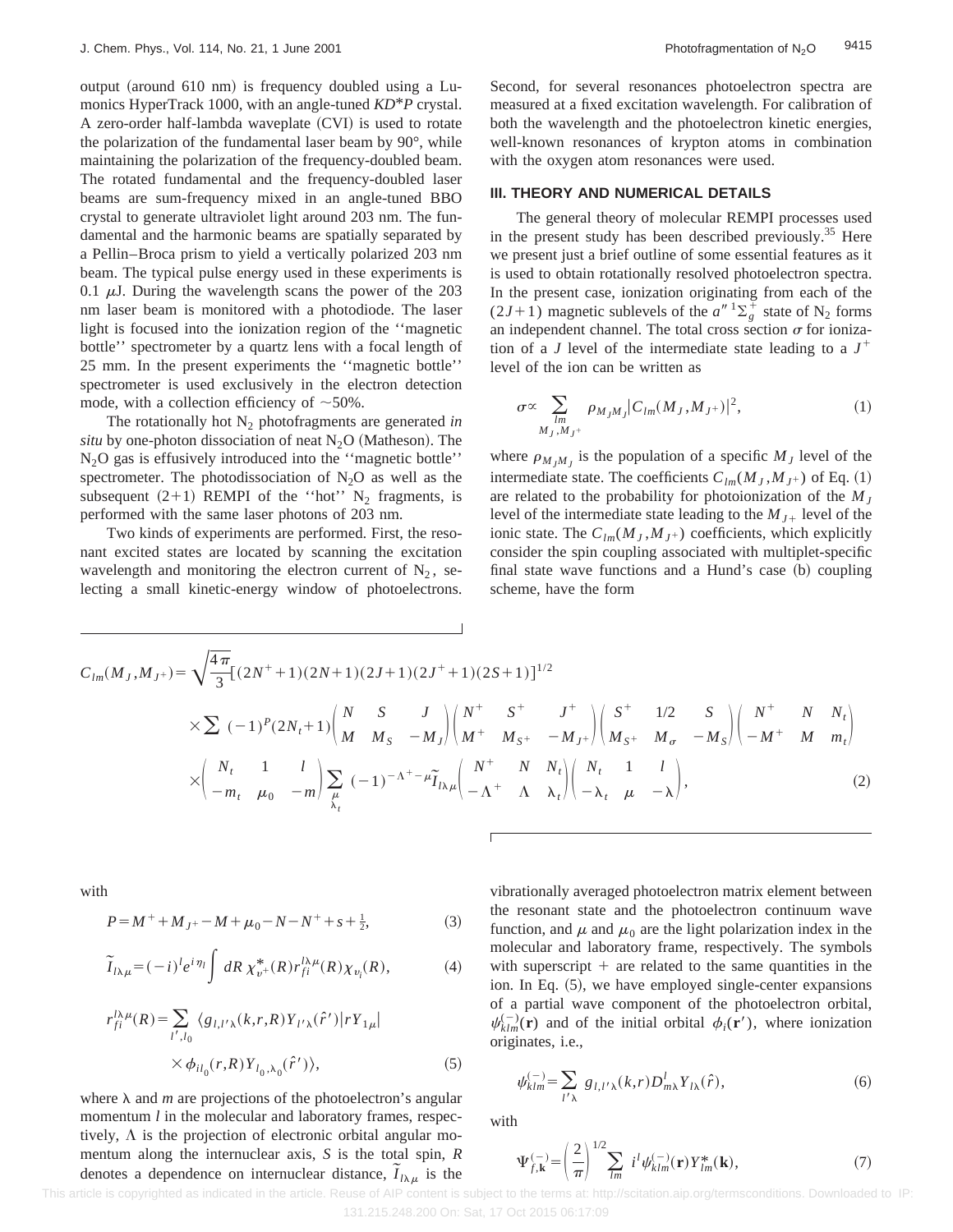output (around 610 nm) is frequency doubled using a Lumonics HyperTrack 1000, with an angle-tuned *KD*\*P* crystal. A zero-order half-lambda waveplate (CVI) is used to rotate the polarization of the fundamental laser beam by 90°, while maintaining the polarization of the frequency-doubled beam. The rotated fundamental and the frequency-doubled laser beams are sum-frequency mixed in an angle-tuned BBO crystal to generate ultraviolet light around 203 nm. The fundamental and the harmonic beams are spatially separated by a Pellin–Broca prism to yield a vertically polarized 203 nm beam. The typical pulse energy used in these experiments is 0.1 $\mu$J. During the wavelength scans the power of the 203 nm laser beam is monitored with a photodiode. The laser light is focused into the ionization region of the ''magnetic bottle'' spectrometer by a quartz lens with a focal length of 25 mm. In the present experiments the ''magnetic bottle'' spectrometer is used exclusively in the electron detection mode, with a collection efficiency of ~50%.

The rotationally hot $N_2$ photofragments are generated *in situ* by one-photon dissociation of neat $N_2O$ (Matheson). The $N_2O$ gas is effusively introduced into the ''magnetic bottle'' spectrometer. The photodissociation of $N_2O$ as well as the subsequent (2+1) REMPI of the ''hot'' $N_2$ fragments, is performed with the same laser photons of 203 nm.

Two kinds of experiments are performed. First, the resonant excited states are located by scanning the excitation wavelength and monitoring the electron current of $N_2$, selecting a small kinetic-energy window of photoelectrons. Second, for several resonances photoelectron spectra are measured at a fixed excitation wavelength. For calibration of both the wavelength and the photoelectron kinetic energies, well-known resonances of krypton atoms in combination with the oxygen atom resonances were used.

## III. THEORY AND NUMERICAL DETAILS

The general theory of molecular REMPI processes used in the present study has been described previously.[35] Here we present just a brief outline of some essential features as it is used to obtain rotationally resolved photoelectron spectra. In the present case, ionization originating from each of the $(2J+1)$ magnetic sublevels of the $a''\,^1\Sigma_g^+$ state of $N_2$ forms an independent channel. The total cross section $\sigma$ for ionization of a $J$ level of the intermediate state leading to a $J^+$ level of the ion can be written as

$$\sigma \propto \sum_{\substack{lm\\ M_J,M_{J^+}}} \rho_{M_J M_J} |C_{lm}(M_J,M_{J^+})|^2, \tag{1}$$

where $\rho_{M_J M_J}$ is the population of a specific $M_J$ level of the intermediate state. The coefficients $C_{lm}(M_J,M_{J^+})$ of Eq. (1) are related to the probability for photoionization of the $M_J$ level of the intermediate state leading to the $M_{J^+}$ level of the ionic state. The $C_{lm}(M_J,M_{J^+})$ coefficients, which explicitly consider the spin coupling associated with multiplet-specific final state wave functions and a Hund's case (b) coupling scheme, have the form

$$\begin{aligned}
C_{lm}(M_J,M_{J^+}) = {} & \sqrt{\frac{4\pi}{3}}[(2N^++1)(2N+1)(2J+1)(2J^++1)(2S+1)]^{1/2} \\
& \times \sum (-1)^P (2N_t+1) \begin{pmatrix} N & S & J \\ M & M_S & -M_J \end{pmatrix} \begin{pmatrix} N^+ & S^+ & J^+ \\ M^+ & M_{S^+} & -M_{J^+} \end{pmatrix} \begin{pmatrix} S^+ & 1/2 & S \\ M_{S^+} & M_\sigma & -M_S \end{pmatrix} \begin{pmatrix} N^+ & N & N_t \\ -M^+ & M & m_t \end{pmatrix} \\
& \times \begin{pmatrix} N_t & 1 & l \\ -m_t & \mu_0 & -m \end{pmatrix} \sum_{\substack{\mu\\ \lambda_t}} (-1)^{-\Lambda^+-\mu} \tilde{I}_{l\lambda\mu} \begin{pmatrix} N^+ & N & N_t \\ -\Lambda^+ & \Lambda & \lambda_t \end{pmatrix} \begin{pmatrix} N_t & 1 & l \\ -\lambda_t & \mu & -\lambda \end{pmatrix},
\end{aligned} \tag{2}$$

with

$$P = M^+ + M_{J^+} - M + \mu_0 - N - N^+ + s + \tfrac{1}{2}, \tag{3}$$

$$\tilde{I}_{l\lambda\mu} = (-i)^l e^{i\eta_l} \int dR\, \chi^*_{v^+}(R) r_{fi}^{l\lambda\mu}(R) \chi_{v_i}(R), \tag{4}$$

$$\begin{aligned} r_{fi}^{l\lambda\mu}(R) = \sum_{l',l_0} \langle g_{l,l'\lambda}(k,r,R) Y_{l'\lambda}(\hat{r}') | rY_{1\mu} | \\ \times \phi_{il_0}(r,R) Y_{l_0,\lambda_0}(\hat{r}') \rangle, \end{aligned} \tag{5}$$

where $\lambda$ and $m$ are projections of the photoelectron's angular momentum $l$ in the molecular and laboratory frames, respectively, $\Lambda$ is the projection of electronic orbital angular momentum along the internuclear axis, $S$ is the total spin, $R$ denotes a dependence on internuclear distance, $\tilde{I}_{l\lambda\mu}$ is the vibrationally averaged photoelectron matrix element between the resonant state and the photoelectron continuum wave function, and $\mu$ and $\mu_0$ are the light polarization index in the molecular and laboratory frame, respectively. The symbols with superscript + are related to the same quantities in the ion. In Eq. (5), we have employed single-center expansions of a partial wave component of the photoelectron orbital, $\psi_{klm}^{(-)}(\mathbf{r})$ and of the initial orbital $\phi_i(\mathbf{r}')$, where ionization originates, i.e.,

$$\psi_{klm}^{(-)} = \sum_{l'\lambda} g_{l,l'\lambda}(k,r) D^l_{m\lambda} Y_{l\lambda}(\hat{r}), \tag{6}$$

with

$$\Psi_{f,\mathbf{k}}^{(-)} = \left(\frac{2}{\pi}\right)^{1/2} \sum_{lm} i^l \psi_{klm}^{(-)}(\mathbf{r}) Y^*_{lm}(\mathbf{k}), \tag{7}$$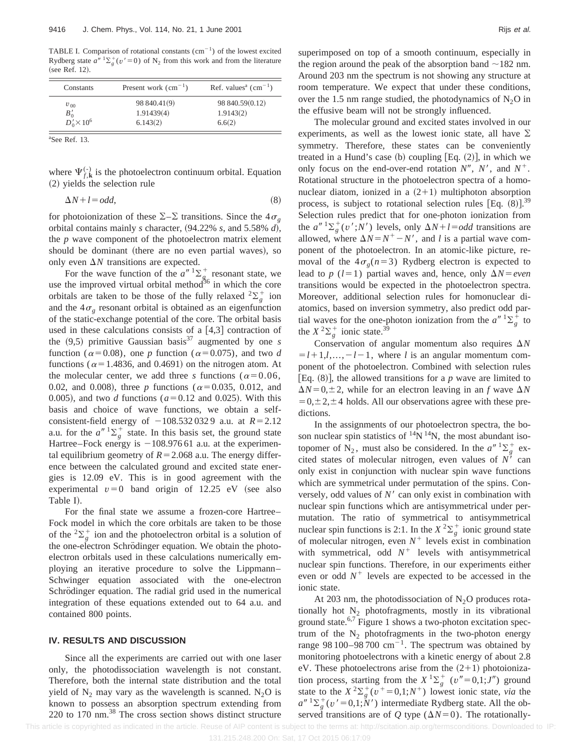TABLE I. Comparison of rotational constants ($cm^{-1}$) of the lowest excited Rydberg state $a'' \, ^1\Sigma_g^+(v'=0)$ of $N_2$ from this work and from the literature (see Ref. 12).

| Constants | Present work ($cm^{-1}$) | Ref. values[a] ($cm^{-1}$) |
|---|---|---|
| $v_{00}$ | 98 840.41(9) | 98 840.59(0.12) |
| $B'_0$ | 1.91439(4) | 1.9143(2) |
| $D'_0 \times 10^6$ | 6.143(2) | 6.6(2) |

[a]See Ref. 13.

where $\Psi_{f,\mathbf{k}}^{(-)}$ is the photoelectron continuum orbital. Equation (2) yields the selection rule

$$\Delta N + l = odd, \tag{8}$$

for photoionization of these $\Sigma$–$\Sigma$ transitions. Since the $4\sigma_g$ orbital contains mainly $s$ character, (94.22% $s$, and 5.58% $d$), the $p$ wave component of the photoelectron matrix element should be dominant (there are no even partial waves), so only even $\Delta N$ transitions are expected.

For the wave function of the $a'' \, ^1\Sigma_g^+$ resonant state, we use the improved virtual orbital method[36] in which the core orbitals are taken to be those of the fully relaxed $^2\Sigma_g^+$ ion and the $4\sigma_g$ resonant orbital is obtained as an eigenfunction of the static-exchange potential of the core. The orbital basis used in these calculations consists of a [4,3] contraction of the (9,5) primitive Gaussian basis[37] augmented by one $s$ function ($\alpha=0.08$), one $p$ function ($\alpha=0.075$), and two $d$ functions ($\alpha=1.4836$, and 0.4691) on the nitrogen atom. At the molecular center, we add three $s$ functions ($\alpha=0.06$, 0.02, and 0.008), three $p$ functions ($\alpha=0.035$, 0.012, and 0.005), and two $d$ functions ($a=0.12$ and 0.025). With this basis and choice of wave functions, we obtain a self-consistent-field energy of $-108.532\,032\,9$ a.u. at $R=2.12$ a.u. for the $a'' \, ^1\Sigma_g^+$ state. In this basis set, the ground state Hartree–Fock energy is $-108.976\,61$ a.u. at the experimental equilibrium geometry of $R=2.068$ a.u. The energy difference between the calculated ground and excited state energies is 12.09 eV. This is in good agreement with the experimental $v=0$ band origin of 12.25 eV (see also Table I).

For the final state we assume a frozen-core Hartree–Fock model in which the core orbitals are taken to be those of the $^2\Sigma_g^+$ ion and the photoelectron orbital is a solution of the one-electron Schrödinger equation. We obtain the photoelectron orbitals used in these calculations numerically employing an iterative procedure to solve the Lippmann–Schwinger equation associated with the one-electron Schrödinger equation. The radial grid used in the numerical integration of these equations extended out to 64 a.u. and contained 800 points.

## IV. RESULTS AND DISCUSSION

Since all the experiments are carried out with one laser only, the photodissociation wavelength is not constant. Therefore, both the internal state distribution and the total yield of $N_2$ may vary as the wavelength is scanned. $N_2O$ is known to possess an absorption spectrum extending from 220 to 170 nm.[38] The cross section shows distinct structure superimposed on top of a smooth continuum, especially in the region around the peak of the absorption band ~182 nm. Around 203 nm the spectrum is not showing any structure at room temperature. We expect that under these conditions, over the 1.5 nm range studied, the photodynamics of $N_2O$ in the effusive beam will not be strongly influenced.

The molecular ground and excited states involved in our experiments, as well as the lowest ionic state, all have $\Sigma$ symmetry. Therefore, these states can be conveniently treated in a Hund's case (b) coupling [Eq. (2)], in which we only focus on the end-over-end rotation $N''$, $N'$, and $N^+$. Rotational structure in the photoelectron spectra of a homonuclear diatom, ionized in a (2+1) multiphoton absorption process, is subject to rotational selection rules [Eq. (8)].[39] Selection rules predict that for one-photon ionization from the $a'' \, ^1\Sigma_g^+(v';N')$ levels, only $\Delta N + l = odd$ transitions are allowed, where $\Delta N = N^+ - N'$, and $l$ is a partial wave component of the photoelectron. In an atomic-like picture, removal of the $4\sigma_g(n=3)$ Rydberg electron is expected to lead to $p$ ($l=1$) partial waves and, hence, only $\Delta N = even$ transitions would be expected in the photoelectron spectra. Moreover, additional selection rules for homonuclear diatomics, based on inversion symmetry, also predict odd partial waves for the one-photon ionization from the $a'' \, ^1\Sigma_g^+$ to the $X \, ^2\Sigma_g^+$ ionic state.[39]

Conservation of angular momentum also requires $\Delta N = l+1, l, \ldots, -l-1$, where $l$ is an angular momentum component of the photoelectron. Combined with selection rules [Eq. (8)], the allowed transitions for a $p$ wave are limited to $\Delta N = 0, \pm 2$, while for an electron leaving in an $f$ wave $\Delta N = 0, \pm 2, \pm 4$ holds. All our observations agree with these predictions.

In the assignments of our photoelectron spectra, the boson nuclear spin statistics of $^{14}N\,^{14}N$, the most abundant isotopomer of $N_2$, must also be considered. In the $a'' \, ^1\Sigma_g^+$ excited states of molecular nitrogen, even values of $N'$ can only exist in conjunction with nuclear spin wave functions which are symmetrical under permutation of the spins. Conversely, odd values of $N'$ can only exist in combination with nuclear spin functions which are antisymmetrical under permutation. The ratio of symmetrical to antisymmetrical nuclear spin functions is 2:1. In the $X \, ^2\Sigma_g^+$ ionic ground state of molecular nitrogen, even $N^+$ levels exist in combination with symmetrical, odd $N^+$ levels with antisymmetrical nuclear spin functions. Therefore, in our experiments either even or odd $N^+$ levels are expected to be accessed in the ionic state.

At 203 nm, the photodissociation of $N_2O$ produces rotationally hot $N_2$ photofragments, mostly in its vibrational ground state.[6,7] Figure 1 shows a two-photon excitation spectrum of the $N_2$ photofragments in the two-photon energy range 98 100–98 700 $cm^{-1}$. The spectrum was obtained by monitoring photoelectrons with a kinetic energy of about 2.8 eV. These photoelectrons arise from the (2+1) photoionization process, starting from the $X \, ^1\Sigma_g^+$ ($v''=0,1;J''$) ground state to the $X \, ^2\Sigma_g^+(v^+=0,1;N^+)$ lowest ionic state, *via* the $a'' \, ^1\Sigma_g^+(v'=0,1;N')$ intermediate Rydberg state. All the observed transitions are of $Q$ type ($\Delta N=0$). The rotationally-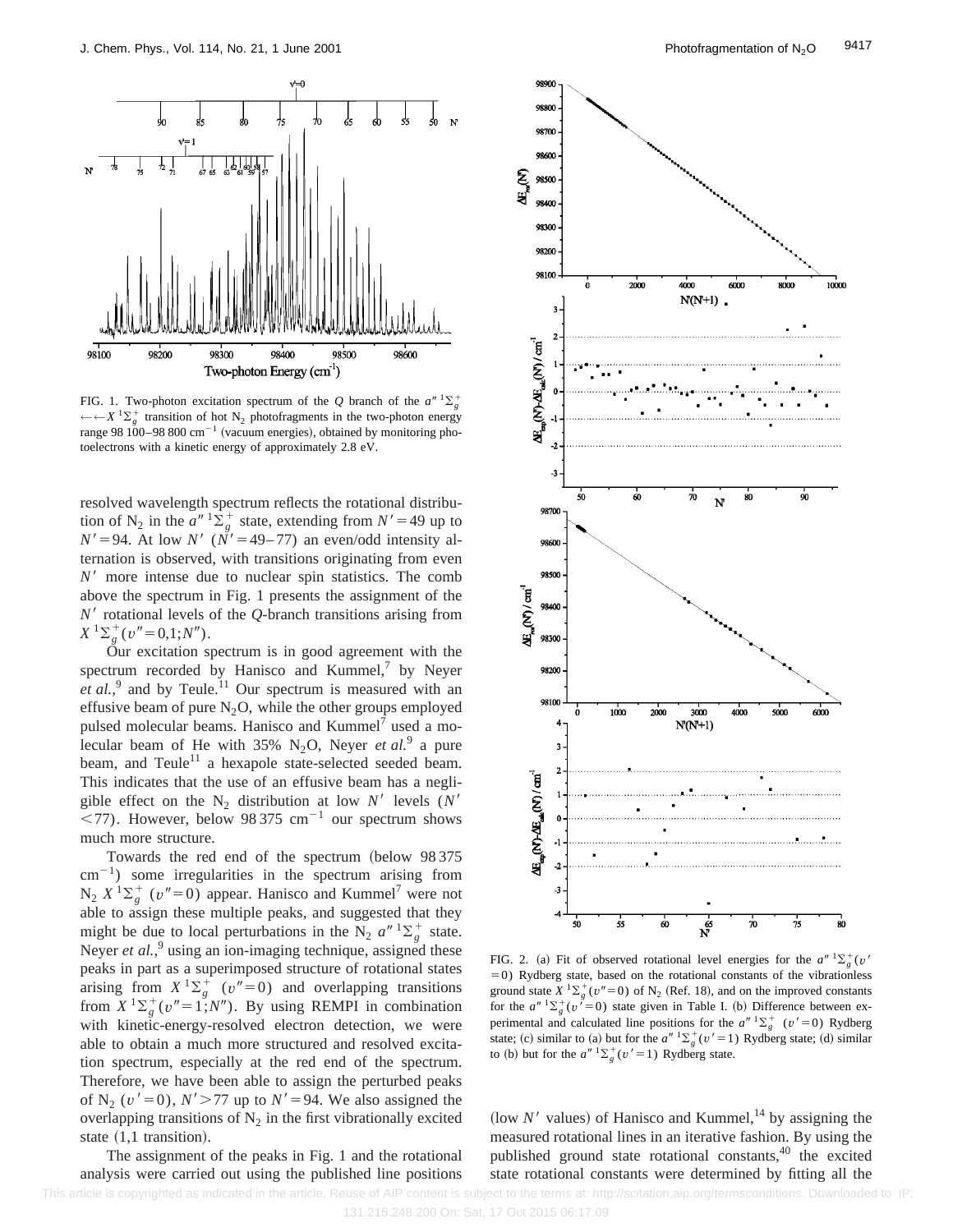FIG. 1. Two-photon excitation spectrum of the $Q$ branch of the $a''\,^1\Sigma_g^+ \leftarrow\leftarrow X\,^1\Sigma_g^+$ transition of hot $N_2$ photofragments in the two-photon energy range 98 100–98 800 $cm^{-1}$ (vacuum energies), obtained by monitoring photoelectrons with a kinetic energy of approximately 2.8 eV.

resolved wavelength spectrum reflects the rotational distribution of $N_2$ in the $a''\,^1\Sigma_g^+$ state, extending from $N'=49$ up to $N'=94$. At low $N'$ ($N'=49$–77) an even/odd intensity alternation is observed, with transitions originating from even $N'$ more intense due to nuclear spin statistics. The comb above the spectrum in Fig. 1 presents the assignment of the $N'$ rotational levels of the $Q$-branch transitions arising from $X\,^1\Sigma_g^+(v''=0,1;N'')$.

Our excitation spectrum is in good agreement with the spectrum recorded by Hanisco and Kummel,[7] by Neyer *et al.*,[9] and by Teule.[11] Our spectrum is measured with an effusive beam of pure $N_2O$, while the other groups employed pulsed molecular beams. Hanisco and Kummel[7] used a molecular beam of He with 35% $N_2O$, Neyer *et al.*[9] a pure beam, and Teule[11] a hexapole state-selected seeded beam. This indicates that the use of an effusive beam has a negligible effect on the $N_2$ distribution at low $N'$ levels ($N'<77$). However, below 98 375 $cm^{-1}$ our spectrum shows much more structure.

Towards the red end of the spectrum (below 98 375 $cm^{-1}$) some irregularities in the spectrum arising from $N_2$ $X\,^1\Sigma_g^+$ ($v''=0$) appear. Hanisco and Kummel[7] were not able to assign these multiple peaks, and suggested that they might be due to local perturbations in the $N_2$ $a''\,^1\Sigma_g^+$ state. Neyer *et al.*,[9] using an ion-imaging technique, assigned these peaks in part as a superimposed structure of rotational states arising from $X\,^1\Sigma_g^+$ ($v''=0$) and overlapping transitions from $X\,^1\Sigma_g^+(v''=1;N'')$. By using REMPI in combination with kinetic-energy-resolved electron detection, we were able to obtain a much more structured and resolved excitation spectrum, especially at the red end of the spectrum. Therefore, we have been able to assign the perturbed peaks of $N_2$ ($v'=0$), $N'>77$ up to $N'=94$. We also assigned the overlapping transitions of $N_2$ in the first vibrationally excited state (1,1 transition).

The assignment of the peaks in Fig. 1 and the rotational analysis were carried out using the published line positions (low $N'$ values) of Hanisco and Kummel,[14] by assigning the measured rotational lines in an iterative fashion. By using the published ground state rotational constants,[40] the excited state rotational constants were determined by fitting all the

FIG. 2. (a) Fit of observed rotational level energies for the $a''\,^1\Sigma_g^+(v'=0)$ Rydberg state, based on the rotational constants of the vibrationless ground state $X\,^1\Sigma_g^+(v''=0)$ of $N_2$ (Ref. 18), and on the improved constants for the $a''\,^1\Sigma_g^+(v'=0)$ state given in Table I. (b) Difference between experimental and calculated line positions for the $a''\,^1\Sigma_g^+$ ($v'=0$) Rydberg state; (c) similar to (a) but for the $a''\,^1\Sigma_g^+(v'=1)$ Rydberg state; (d) similar to (b) but for the $a''\,^1\Sigma_g^+(v'=1)$ Rydberg state.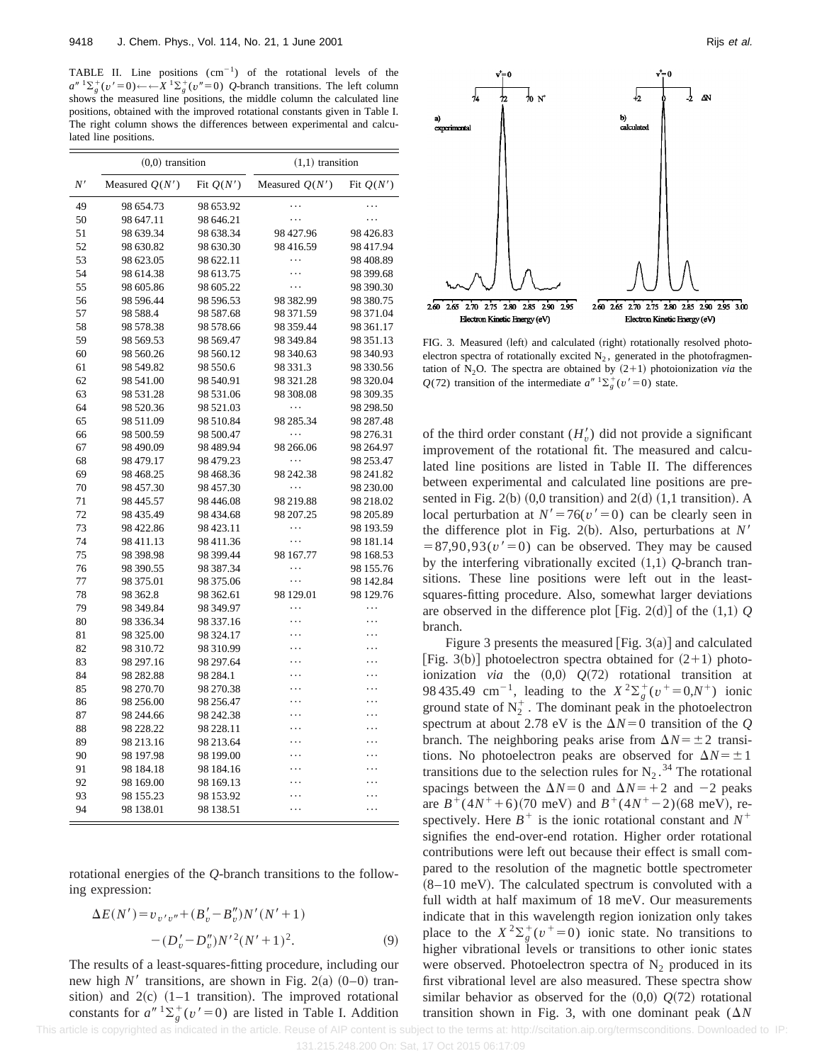TABLE II. Line positions ($cm^{-1}$) of the rotational levels of the $a''\,^1\Sigma_g^+(v'=0)\leftarrow\leftarrow X\,^1\Sigma_g^+(v''=0)$ $Q$-branch transitions. The left column shows the measured line positions, the middle column the calculated line positions, obtained with the improved rotational constants given in Table I. The right column shows the differences between experimental and calculated line positions.

| | (0,0) transition | | (1,1) transition | |
|---|---|---|---|---|
| $N'$ | Measured $Q(N')$ | Fit $Q(N')$ | Measured $Q(N')$ | Fit $Q(N')$ |
| 49 | 98 654.73 | 98 653.92 | ⋯ | ⋯ |
| 50 | 98 647.11 | 98 646.21 | ⋯ | ⋯ |
| 51 | 98 639.34 | 98 638.34 | 98 427.96 | 98 426.83 |
| 52 | 98 630.82 | 98 630.30 | 98 416.59 | 98 417.94 |
| 53 | 98 623.05 | 98 622.11 | ⋯ | 98 408.89 |
| 54 | 98 614.38 | 98 613.75 | ⋯ | 98 399.68 |
| 55 | 98 605.86 | 98 605.22 | ⋯ | 98 390.30 |
| 56 | 98 596.44 | 98 596.53 | 98 382.99 | 98 380.75 |
| 57 | 98 588.4 | 98 587.68 | 98 371.59 | 98 371.04 |
| 58 | 98 578.38 | 98 578.66 | 98 359.44 | 98 361.17 |
| 59 | 98 569.53 | 98 569.47 | 98 349.84 | 98 351.13 |
| 60 | 98 560.26 | 98 560.12 | 98 340.63 | 98 340.93 |
| 61 | 98 549.82 | 98 550.6 | 98 331.3 | 98 330.56 |
| 62 | 98 541.00 | 98 540.91 | 98 321.28 | 98 320.04 |
| 63 | 98 531.28 | 98 531.06 | 98 308.08 | 98 309.35 |
| 64 | 98 520.36 | 98 521.03 | ⋯ | 98 298.50 |
| 65 | 98 511.09 | 98 510.84 | 98 285.34 | 98 287.48 |
| 66 | 98 500.59 | 98 500.47 | ⋯ | 98 276.31 |
| 67 | 98 490.09 | 98 489.94 | 98 266.06 | 98 264.97 |
| 68 | 98 479.17 | 98 479.23 | ⋯ | 98 253.47 |
| 69 | 98 468.25 | 98 468.36 | 98 242.38 | 98 241.82 |
| 70 | 98 457.30 | 98 457.30 | ⋯ | 98 230.00 |
| 71 | 98 445.57 | 98 446.08 | 98 219.88 | 98 218.02 |
| 72 | 98 435.49 | 98 434.68 | 98 207.25 | 98 205.89 |
| 73 | 98 422.86 | 98 423.11 | ⋯ | 98 193.59 |
| 74 | 98 411.13 | 98 411.36 | ⋯ | 98 181.14 |
| 75 | 98 398.98 | 98 399.44 | 98 167.77 | 98 168.53 |
| 76 | 98 390.55 | 98 387.34 | ⋯ | 98 155.76 |
| 77 | 98 375.01 | 98 375.06 | ⋯ | 98 142.84 |
| 78 | 98 362.8 | 98 362.61 | 98 129.01 | 98 129.76 |
| 79 | 98 349.84 | 98 349.97 | ⋯ | ⋯ |
| 80 | 98 336.34 | 98 337.16 | ⋯ | ⋯ |
| 81 | 98 325.00 | 98 324.17 | ⋯ | ⋯ |
| 82 | 98 310.72 | 98 310.99 | ⋯ | ⋯ |
| 83 | 98 297.16 | 98 297.64 | ⋯ | ⋯ |
| 84 | 98 282.88 | 98 284.1 | ⋯ | ⋯ |
| 85 | 98 270.70 | 98 270.38 | ⋯ | ⋯ |
| 86 | 98 256.00 | 98 256.47 | ⋯ | ⋯ |
| 87 | 98 244.66 | 98 242.38 | ⋯ | ⋯ |
| 88 | 98 228.22 | 98 228.11 | ⋯ | ⋯ |
| 89 | 98 213.16 | 98 213.64 | ⋯ | ⋯ |
| 90 | 98 197.98 | 98 199.00 | ⋯ | ⋯ |
| 91 | 98 184.18 | 98 184.16 | ⋯ | ⋯ |
| 92 | 98 169.00 | 98 169.13 | ⋯ | ⋯ |
| 93 | 98 155.23 | 98 153.92 | ⋯ | ⋯ |
| 94 | 98 138.01 | 98 138.51 | ⋯ | ⋯ |

rotational energies of the $Q$-branch transitions to the following expression:

$$\Delta E(N')=v_{v'v''}+(B_v'-B_v'')N'(N'+1)-(D_v'-D_v'')N'^2(N'+1)^2. \quad (9)$$

The results of a least-squares-fitting procedure, including our new high $N'$ transitions, are shown in Fig. 2(a) (0–0) transition) and 2(c) (1–1 transition). The improved rotational constants for $a''\,^1\Sigma_g^+(v'=0)$ are listed in Table I. Addition of the third order constant ($H_v'$) did not provide a significant improvement of the rotational fit. The measured and calculated line positions are listed in Table II. The differences between experimental and calculated line positions are presented in Fig. 2(b) (0,0 transition) and 2(d) (1,1 transition). A local perturbation at $N'=76(v'=0)$ can be clearly seen in the difference plot in Fig. 2(b). Also, perturbations at $N'=87,90,93(v'=0)$ can be observed. They may be caused by the interfering vibrationally excited (1,1) $Q$-branch transitions. These line positions were left out in the least-squares-fitting procedure. Also, somewhat larger deviations are observed in the difference plot [Fig. 2(d)] of the (1,1) $Q$ branch.

FIG. 3. Measured (left) and calculated (right) rotationally resolved photoelectron spectra of rotationally excited $N_2$, generated in the photofragmentation of $N_2O$. The spectra are obtained by (2+1) photoionization *via* the $Q(72)$ transition of the intermediate $a''\,^1\Sigma_g^+(v'=0)$ state.

Figure 3 presents the measured [Fig. 3(a)] and calculated [Fig. 3(b)] photoelectron spectra obtained for (2+1) photoionization *via* the (0,0) $Q(72)$ rotational transition at 98 435.49 $cm^{-1}$, leading to the $X\,^2\Sigma_g^+(v^+=0,N^+)$ ionic ground state of $N_2^+$. The dominant peak in the photoelectron spectrum at about 2.78 eV is the $\Delta N=0$ transition of the $Q$ branch. The neighboring peaks arise from $\Delta N=\pm 2$ transitions. No photoelectron peaks are observed for $\Delta N=\pm 1$ transitions due to the selection rules for $N_2$.[34] The rotational spacings between the $\Delta N=0$ and $\Delta N=+2$ and $-2$ peaks are $B^+(4N^++6)$(70 meV) and $B^+(4N^+-2)$(68 meV), respectively. Here $B^+$ is the ionic rotational constant and $N^+$ signifies the end-over-end rotation. Higher order rotational contributions were left out because their effect is small compared to the resolution of the magnetic bottle spectrometer (8–10 meV). The calculated spectrum is convoluted with a full width at half maximum of 18 meV. Our measurements indicate that in this wavelength region ionization only takes place to the $X\,^2\Sigma_g^+(v^+=0)$ ionic state. No transitions to higher vibrational levels or transitions to other ionic states were observed. Photoelectron spectra of $N_2$ produced in its first vibrational level are also measured. These spectra show similar behavior as observed for the (0,0) $Q(72)$ rotational transition shown in Fig. 3, with one dominant peak ($\Delta N$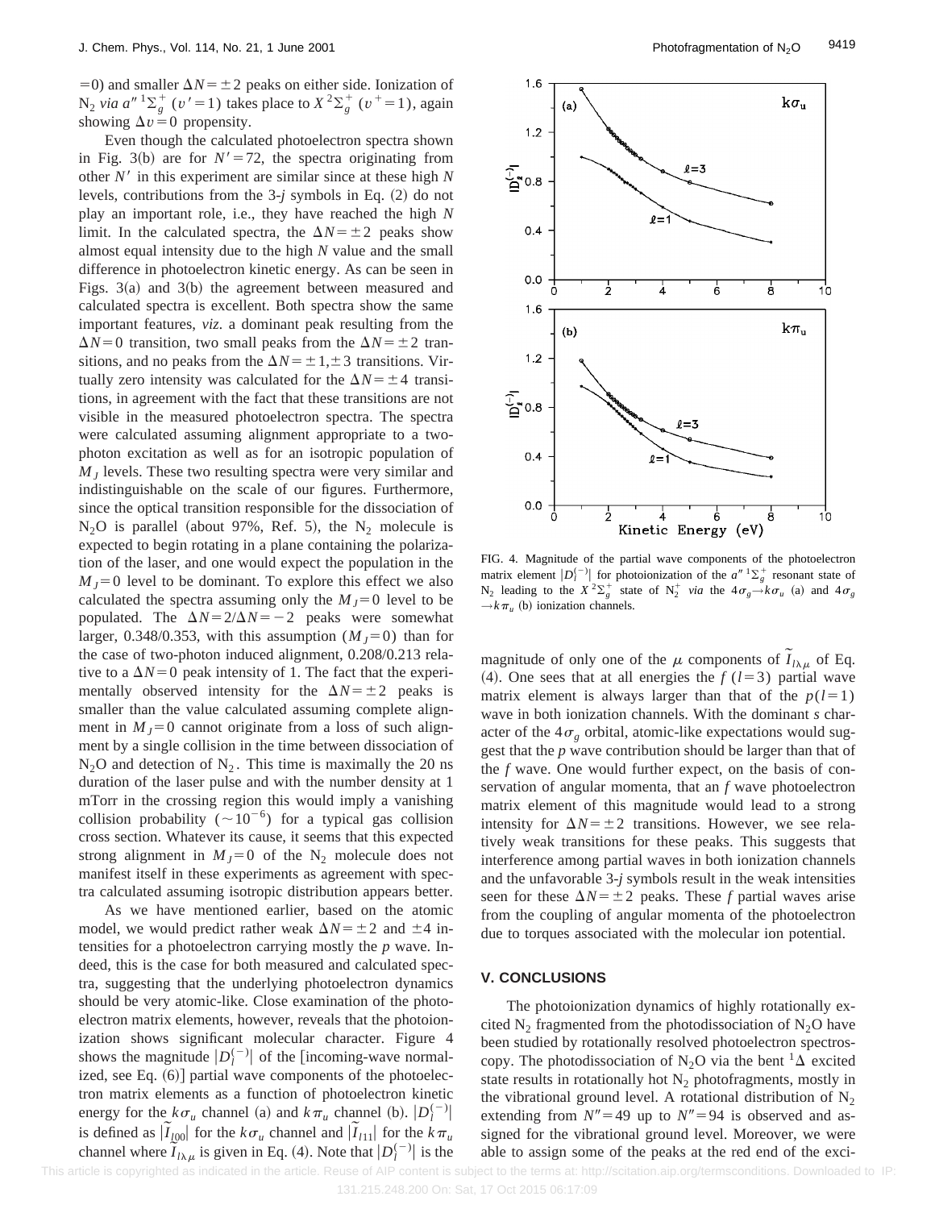=0) and smaller $\Delta N = \pm 2$ peaks on either side. Ionization of $N_2$ *via* $a''\,^1\Sigma_g^+$ ($v'=1$) takes place to $X\,^2\Sigma_g^+$ ($v^+=1$), again showing $\Delta v = 0$ propensity.

Even though the calculated photoelectron spectra shown in Fig. 3(b) are for $N'=72$, the spectra originating from other $N'$ in this experiment are similar since at these high $N$ levels, contributions from the 3-*j* symbols in Eq. (2) do not play an important role, i.e., they have reached the high $N$ limit. In the calculated spectra, the $\Delta N = \pm 2$ peaks show almost equal intensity due to the high $N$ value and the small difference in photoelectron kinetic energy. As can be seen in Figs. 3(a) and 3(b) the agreement between measured and calculated spectra is excellent. Both spectra show the same important features, *viz.* a dominant peak resulting from the $\Delta N=0$ transition, two small peaks from the $\Delta N = \pm 2$ transitions, and no peaks from the $\Delta N = \pm 1, \pm 3$ transitions. Virtually zero intensity was calculated for the $\Delta N = \pm 4$ transitions, in agreement with the fact that these transitions are not visible in the measured photoelectron spectra. The spectra were calculated assuming alignment appropriate to a two-photon excitation as well as for an isotropic population of $M_J$ levels. These two resulting spectra were very similar and indistinguishable on the scale of our figures. Furthermore, since the optical transition responsible for the dissociation of $N_2O$ is parallel (about 97%, Ref. 5), the $N_2$ molecule is expected to begin rotating in a plane containing the polarization of the laser, and one would expect the population in the $M_J=0$ level to be dominant. To explore this effect we also calculated the spectra assuming only the $M_J=0$ level to be populated. The $\Delta N = 2/\Delta N = -2$ peaks were somewhat larger, 0.348/0.353, with this assumption ($M_J=0$) than for the case of two-photon induced alignment, 0.208/0.213 relative to a $\Delta N=0$ peak intensity of 1. The fact that the experimentally observed intensity for the $\Delta N = \pm 2$ peaks is smaller than the value calculated assuming complete alignment in $M_J=0$ cannot originate from a loss of such alignment by a single collision in the time between dissociation of $N_2O$ and detection of $N_2$. This time is maximally the 20 ns duration of the laser pulse and with the number density at 1 mTorr in the crossing region this would imply a vanishing collision probability ($\sim 10^{-6}$) for a typical gas collision cross section. Whatever its cause, it seems that this expected strong alignment in $M_J=0$ of the $N_2$ molecule does not manifest itself in these experiments as agreement with spectra calculated assuming isotropic distribution appears better.

As we have mentioned earlier, based on the atomic model, we would predict rather weak $\Delta N = \pm 2$ and $\pm 4$ intensities for a photoelectron carrying mostly the *p* wave. Indeed, this is the case for both measured and calculated spectra, suggesting that the underlying photoelectron dynamics should be very atomic-like. Close examination of the photoelectron matrix elements, however, reveals that the photoionization shows significant molecular character. Figure 4 shows the magnitude $|D_l^{(-)}|$ of the [incoming-wave normalized, see Eq. (6)] partial wave components of the photoelectron matrix elements as a function of photoelectron kinetic energy for the $k\sigma_u$ channel (a) and $k\pi_u$ channel (b). $|D_l^{(-)}|$ is defined as $|\tilde{I}_{l00}|$ for the $k\sigma_u$ channel and $|\tilde{I}_{l11}|$ for the $k\pi_u$ channel where $\tilde{I}_{l\lambda\mu}$ is given in Eq. (4). Note that $|D_l^{(-)}|$ is the magnitude of only one of the $\mu$ components of $\tilde{I}_{l\lambda\mu}$ of Eq. (4). One sees that at all energies the $f$ ($l=3$) partial wave matrix element is always larger than that of the $p(l=1)$ wave in both ionization channels. With the dominant *s* character of the $4\sigma_g$ orbital, atomic-like expectations would suggest that the *p* wave contribution should be larger than that of the *f* wave. One would further expect, on the basis of conservation of angular momenta, that an *f* wave photoelectron matrix element of this magnitude would lead to a strong intensity for $\Delta N = \pm 2$ transitions. However, we see relatively weak transitions for these peaks. This suggests that interference among partial waves in both ionization channels and the unfavorable 3-*j* symbols result in the weak intensities seen for these $\Delta N = \pm 2$ peaks. These *f* partial waves arise from the coupling of angular momenta of the photoelectron due to torques associated with the molecular ion potential.

FIG. 4. Magnitude of the partial wave components of the photoelectron matrix element $|D_l^{(-)}|$ for photoionization of the $a''\,^1\Sigma_g^+$ resonant state of $N_2$ leading to the $X\,^2\Sigma_g^+$ state of $N_2^+$ *via* the $4\sigma_g \rightarrow k\sigma_u$ (a) and $4\sigma_g \rightarrow k\pi_u$ (b) ionization channels.

## V. CONCLUSIONS

The photoionization dynamics of highly rotationally excited $N_2$ fragmented from the photodissociation of $N_2O$ have been studied by rotationally resolved photoelectron spectroscopy. The photodissociation of $N_2O$ via the bent $^1\Delta$ excited state results in rotationally hot $N_2$ photofragments, mostly in the vibrational ground level. A rotational distribution of $N_2$ extending from $N''=49$ up to $N''=94$ is observed and assigned for the vibrational ground level. Moreover, we were able to assign some of the peaks at the red end of the exci-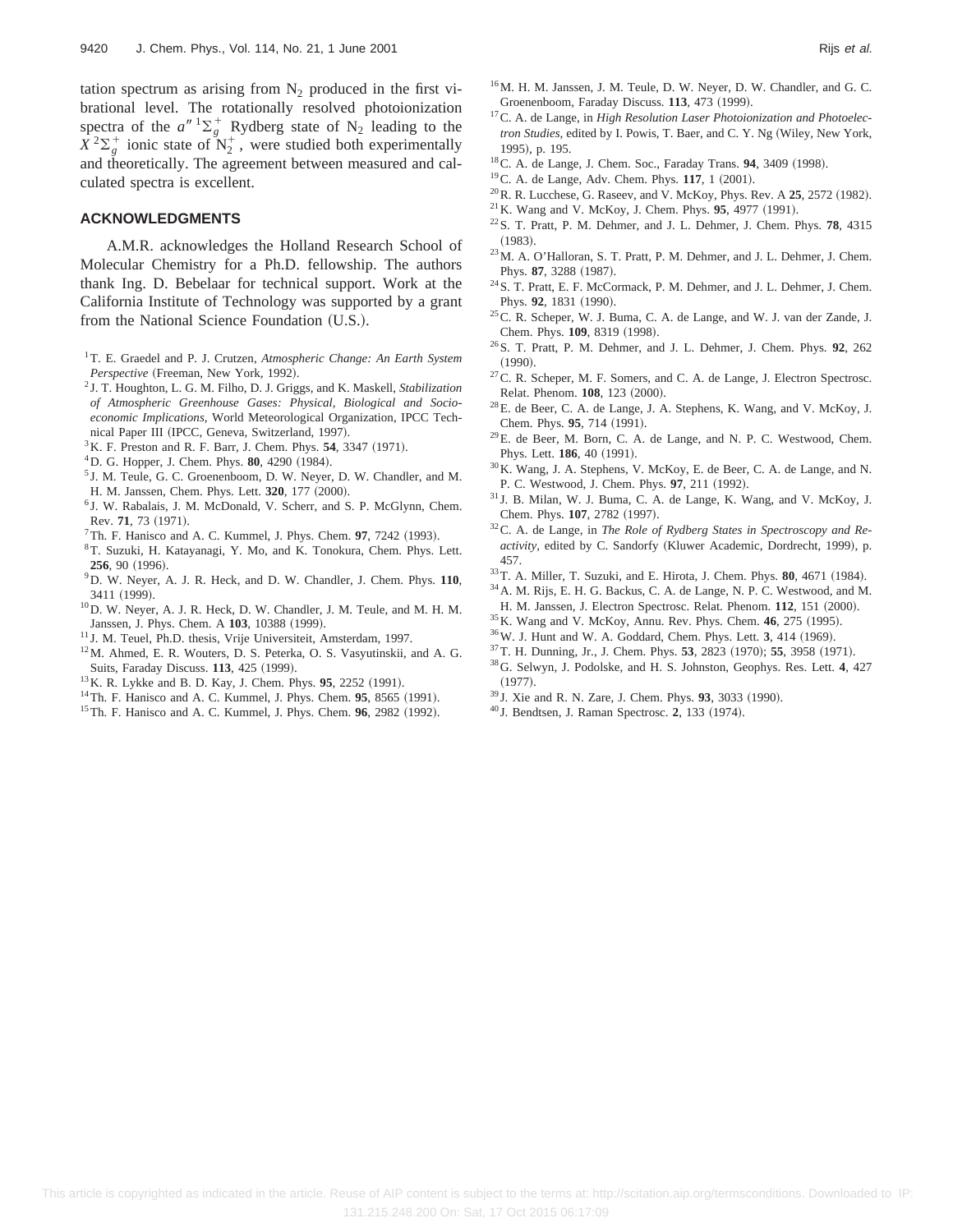tation spectrum as arising from $N_2$ produced in the first vibrational level. The rotationally resolved photoionization spectra of the $a''\,{}^1\Sigma_g^+$ Rydberg state of $N_2$ leading to the $X\,{}^2\Sigma_g^+$ ionic state of $N_2^+$, were studied both experimentally and theoretically. The agreement between measured and calculated spectra is excellent.

## ACKNOWLEDGMENTS

A.M.R. acknowledges the Holland Research School of Molecular Chemistry for a Ph.D. fellowship. The authors thank Ing. D. Bebelaar for technical support. Work at the California Institute of Technology was supported by a grant from the National Science Foundation (U.S.).

[1] T. E. Graedel and P. J. Crutzen, *Atmospheric Change: An Earth System Perspective* (Freeman, New York, 1992).
[2] J. T. Houghton, L. G. M. Filho, D. J. Griggs, and K. Maskell, *Stabilization of Atmospheric Greenhouse Gases: Physical, Biological and Socio-economic Implications,* World Meteorological Organization, IPCC Technical Paper III (IPCC, Geneva, Switzerland, 1997).
[3] K. F. Preston and R. F. Barr, J. Chem. Phys. **54**, 3347 (1971).
[4] D. G. Hopper, J. Chem. Phys. **80**, 4290 (1984).
[5] J. M. Teule, G. C. Groenenboom, D. W. Neyer, D. W. Chandler, and M. H. M. Janssen, Chem. Phys. Lett. **320**, 177 (2000).
[6] J. W. Rabalais, J. M. McDonald, V. Scherr, and S. P. McGlynn, Chem. Rev. **71**, 73 (1971).
[7] Th. F. Hanisco and A. C. Kummel, J. Phys. Chem. **97**, 7242 (1993).
[8] T. Suzuki, H. Katayanagi, Y. Mo, and K. Tonokura, Chem. Phys. Lett. **256**, 90 (1996).
[9] D. W. Neyer, A. J. R. Heck, and D. W. Chandler, J. Chem. Phys. **110**, 3411 (1999).
[10] D. W. Neyer, A. J. R. Heck, D. W. Chandler, J. M. Teule, and M. H. M. Janssen, J. Phys. Chem. A **103**, 10388 (1999).
[11] J. M. Teuel, Ph.D. thesis, Vrije Universiteit, Amsterdam, 1997.
[12] M. Ahmed, E. R. Wouters, D. S. Peterka, O. S. Vasyutinskii, and A. G. Suits, Faraday Discuss. **113**, 425 (1999).
[13] K. R. Lykke and B. D. Kay, J. Chem. Phys. **95**, 2252 (1991).
[14] Th. F. Hanisco and A. C. Kummel, J. Phys. Chem. **95**, 8565 (1991).
[15] Th. F. Hanisco and A. C. Kummel, J. Phys. Chem. **96**, 2982 (1992).
[16] M. H. M. Janssen, J. M. Teule, D. W. Neyer, D. W. Chandler, and G. C. Groenenboom, Faraday Discuss. **113**, 473 (1999).
[17] C. A. de Lange, in *High Resolution Laser Photoionization and Photoelectron Studies*, edited by I. Powis, T. Baer, and C. Y. Ng (Wiley, New York, 1995), p. 195.
[18] C. A. de Lange, J. Chem. Soc., Faraday Trans. **94**, 3409 (1998).
[19] C. A. de Lange, Adv. Chem. Phys. **117**, 1 (2001).
[20] R. R. Lucchese, G. Raseev, and V. McKoy, Phys. Rev. A **25**, 2572 (1982).
[21] K. Wang and V. McKoy, J. Chem. Phys. **95**, 4977 (1991).
[22] S. T. Pratt, P. M. Dehmer, and J. L. Dehmer, J. Chem. Phys. **78**, 4315 (1983).
[23] M. A. O'Halloran, S. T. Pratt, P. M. Dehmer, and J. L. Dehmer, J. Chem. Phys. **87**, 3288 (1987).
[24] S. T. Pratt, E. F. McCormack, P. M. Dehmer, and J. L. Dehmer, J. Chem. Phys. **92**, 1831 (1990).
[25] C. R. Scheper, W. J. Buma, C. A. de Lange, and W. J. van der Zande, J. Chem. Phys. **109**, 8319 (1998).
[26] S. T. Pratt, P. M. Dehmer, and J. L. Dehmer, J. Chem. Phys. **92**, 262 (1990).
[27] C. R. Scheper, M. F. Somers, and C. A. de Lange, J. Electron Spectrosc. Relat. Phenom. **108**, 123 (2000).
[28] E. de Beer, C. A. de Lange, J. A. Stephens, K. Wang, and V. McKoy, J. Chem. Phys. **95**, 714 (1991).
[29] E. de Beer, M. Born, C. A. de Lange, and N. P. C. Westwood, Chem. Phys. Lett. **186**, 40 (1991).
[30] K. Wang, J. A. Stephens, V. McKoy, E. de Beer, C. A. de Lange, and N. P. C. Westwood, J. Chem. Phys. **97**, 211 (1992).
[31] J. B. Milan, W. J. Buma, C. A. de Lange, K. Wang, and V. McKoy, J. Chem. Phys. **107**, 2782 (1997).
[32] C. A. de Lange, in *The Role of Rydberg States in Spectroscopy and Reactivity*, edited by C. Sandorfy (Kluwer Academic, Dordrecht, 1999), p. 457.
[33] T. A. Miller, T. Suzuki, and E. Hirota, J. Chem. Phys. **80**, 4671 (1984).
[34] A. M. Rijs, E. H. G. Backus, C. A. de Lange, N. P. C. Westwood, and M. H. M. Janssen, J. Electron Spectrosc. Relat. Phenom. **112**, 151 (2000).
[35] K. Wang and V. McKoy, Annu. Rev. Phys. Chem. **46**, 275 (1995).
[36] W. J. Hunt and W. A. Goddard, Chem. Phys. Lett. **3**, 414 (1969).
[37] T. H. Dunning, Jr., J. Chem. Phys. **53**, 2823 (1970); **55**, 3958 (1971).
[38] G. Selwyn, J. Podolske, and H. S. Johnston, Geophys. Res. Lett. **4**, 427 (1977).
[39] J. Xie and R. N. Zare, J. Chem. Phys. **93**, 3033 (1990).
[40] J. Bendtsen, J. Raman Spectrosc. **2**, 133 (1974).